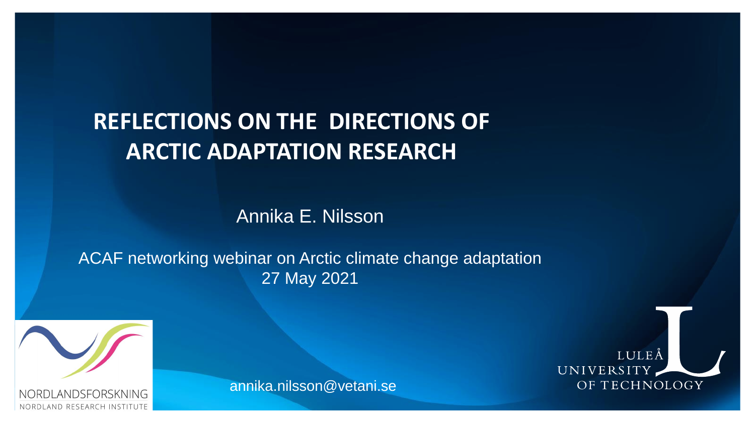# REFLECTIONS ON THE DIRECTIONS OF ARCTIC ADAPTATION RESEARCH

Annika E. Nilsson

ACAF networking webinar on Arctic climate change adaptation
27 May 2021

NORDLANDSFORSKNING
NORDLAND RESEARCH INSTITUTE

annika.nilsson@vetani.se

LULEÅ UNIVERSITY OF TECHNOLOGY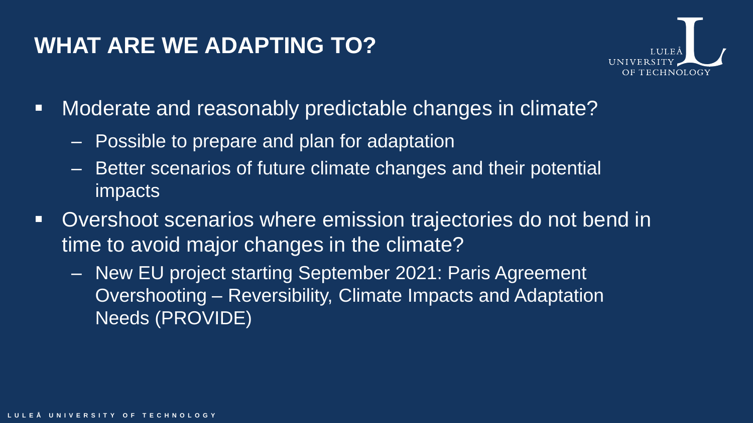# WHAT ARE WE ADAPTING TO?

- Moderate and reasonably predictable changes in climate?
  - Possible to prepare and plan for adaptation
  - Better scenarios of future climate changes and their potential impacts
- Overshoot scenarios where emission trajectories do not bend in time to avoid major changes in the climate?
  - New EU project starting September 2021: Paris Agreement Overshooting – Reversibility, Climate Impacts and Adaptation Needs (PROVIDE)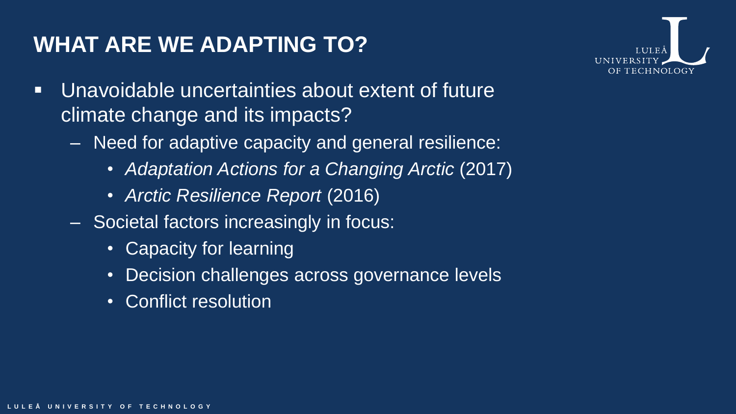# WHAT ARE WE ADAPTING TO?

- Unavoidable uncertainties about extent of future climate change and its impacts?
  - Need for adaptive capacity and general resilience:
    - *Adaptation Actions for a Changing Arctic* (2017)
    - *Arctic Resilience Report* (2016)
  - Societal factors increasingly in focus:
    - Capacity for learning
    - Decision challenges across governance levels
    - Conflict resolution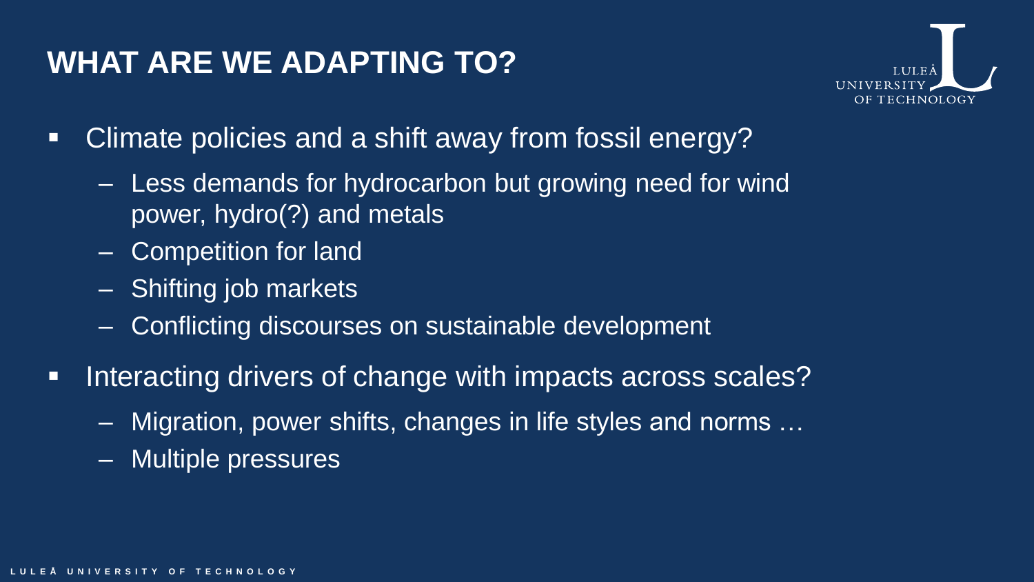# WHAT ARE WE ADAPTING TO?

- Climate policies and a shift away from fossil energy?
  - Less demands for hydrocarbon but growing need for wind power, hydro(?) and metals
  - Competition for land
  - Shifting job markets
  - Conflicting discourses on sustainable development
- Interacting drivers of change with impacts across scales?
  - Migration, power shifts, changes in life styles and norms …
  - Multiple pressures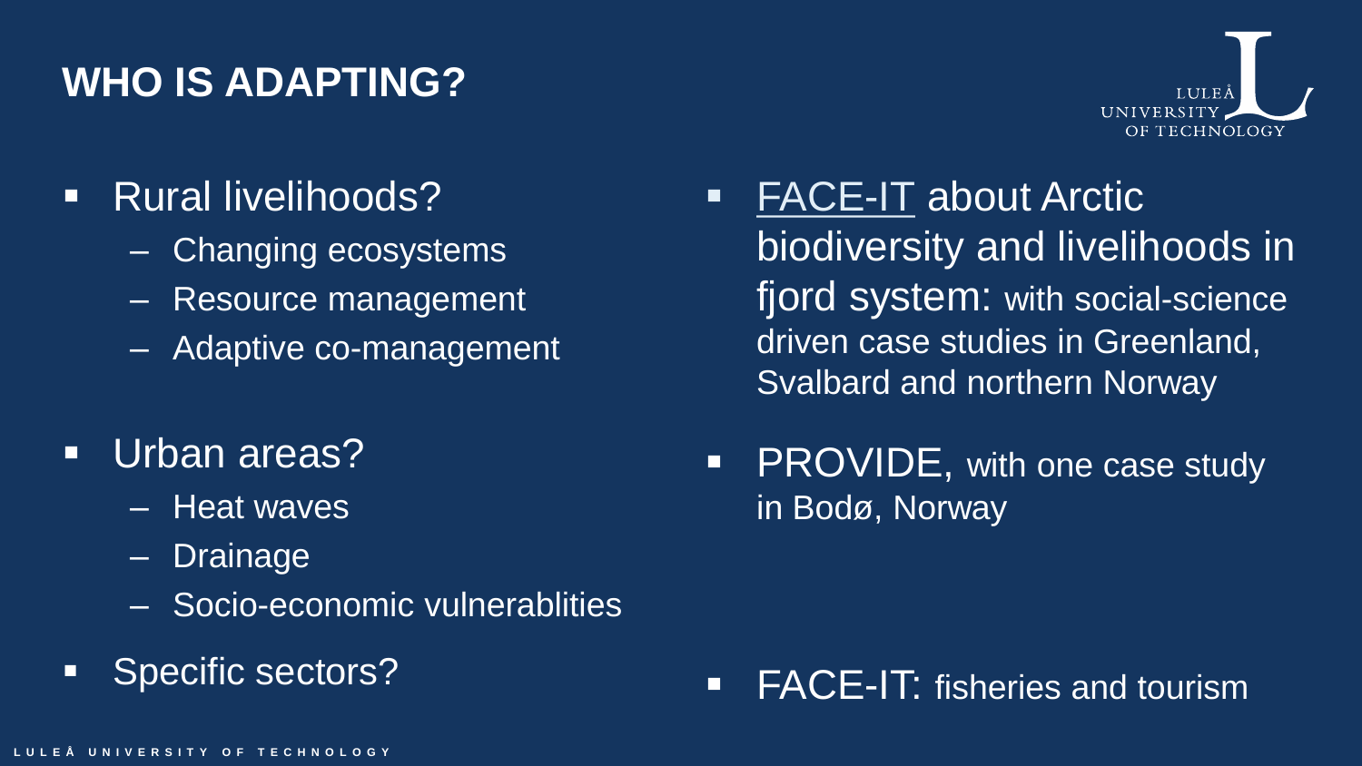# WHO IS ADAPTING?

- Rural livelihoods?
  - Changing ecosystems
  - Resource management
  - Adaptive co-management

- FACE-IT about Arctic biodiversity and livelihoods in fjord system: with social-science driven case studies in Greenland, Svalbard and northern Norway

- Urban areas?
  - Heat waves
  - Drainage
  - Socio-economic vulnerablities

- PROVIDE, with one case study in Bodø, Norway

- Specific sectors?

- FACE-IT: fisheries and tourism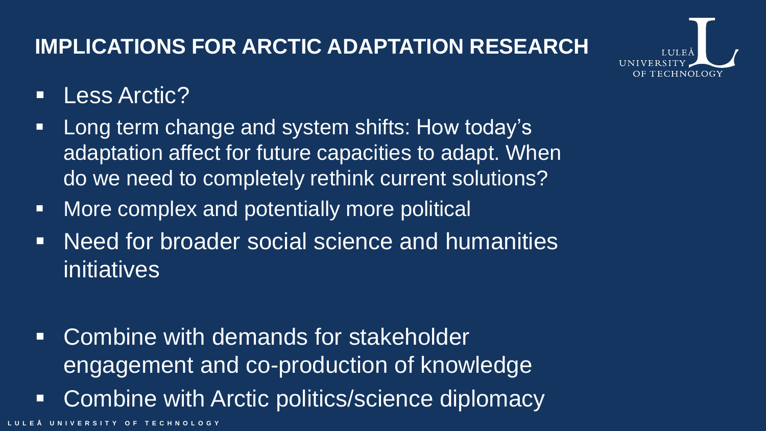## IMPLICATIONS FOR ARCTIC ADAPTATION RESEARCH

- Less Arctic?
- Long term change and system shifts: How today's adaptation affect for future capacities to adapt. When do we need to completely rethink current solutions?
- More complex and potentially more political
- Need for broader social science and humanities initiatives

- Combine with demands for stakeholder engagement and co-production of knowledge
- Combine with Arctic politics/science diplomacy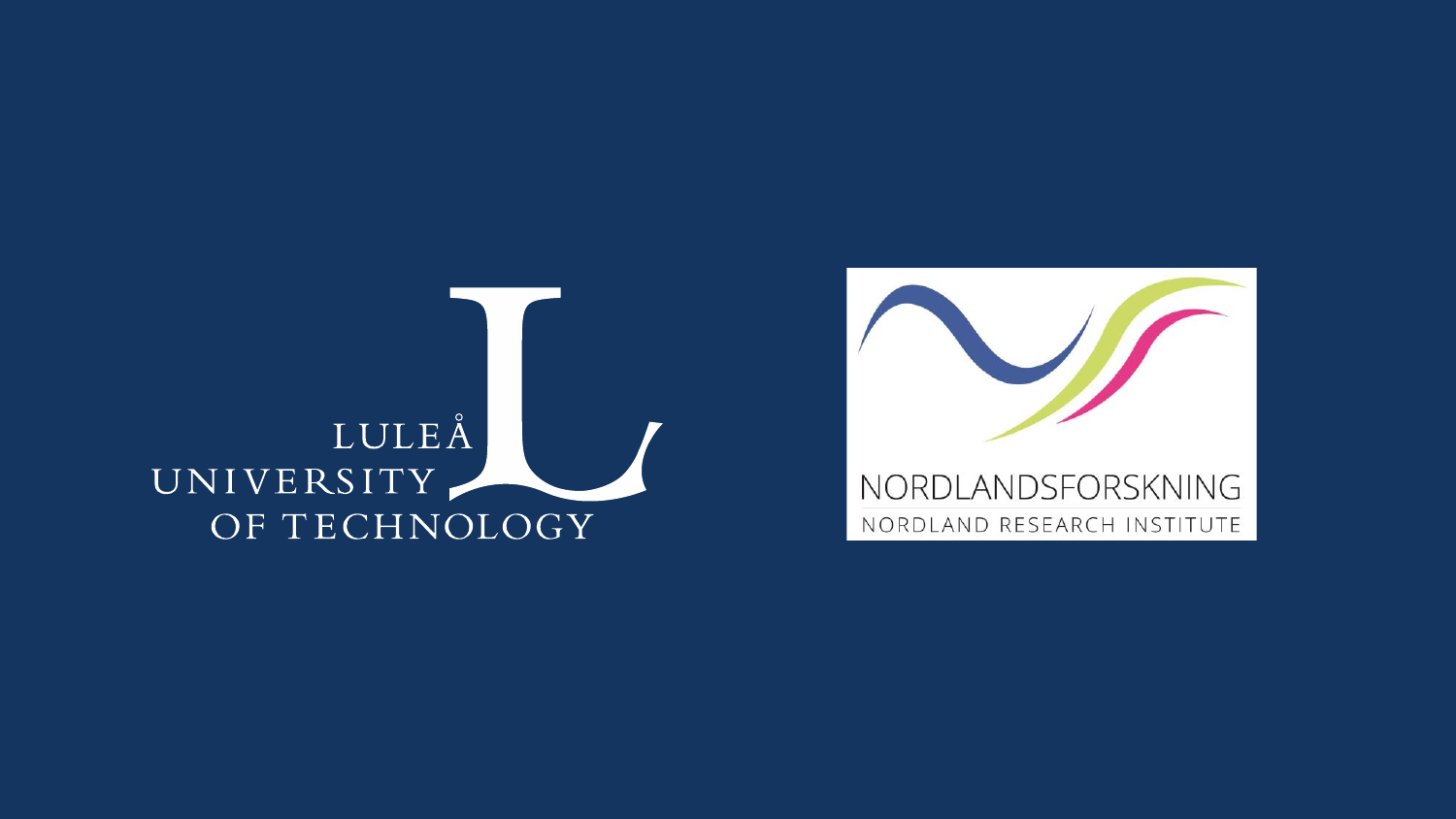LULEÅ
UNIVERSITY
OF TECHNOLOGY

NORDLANDSFORSKNING
NORDLAND RESEARCH INSTITUTE